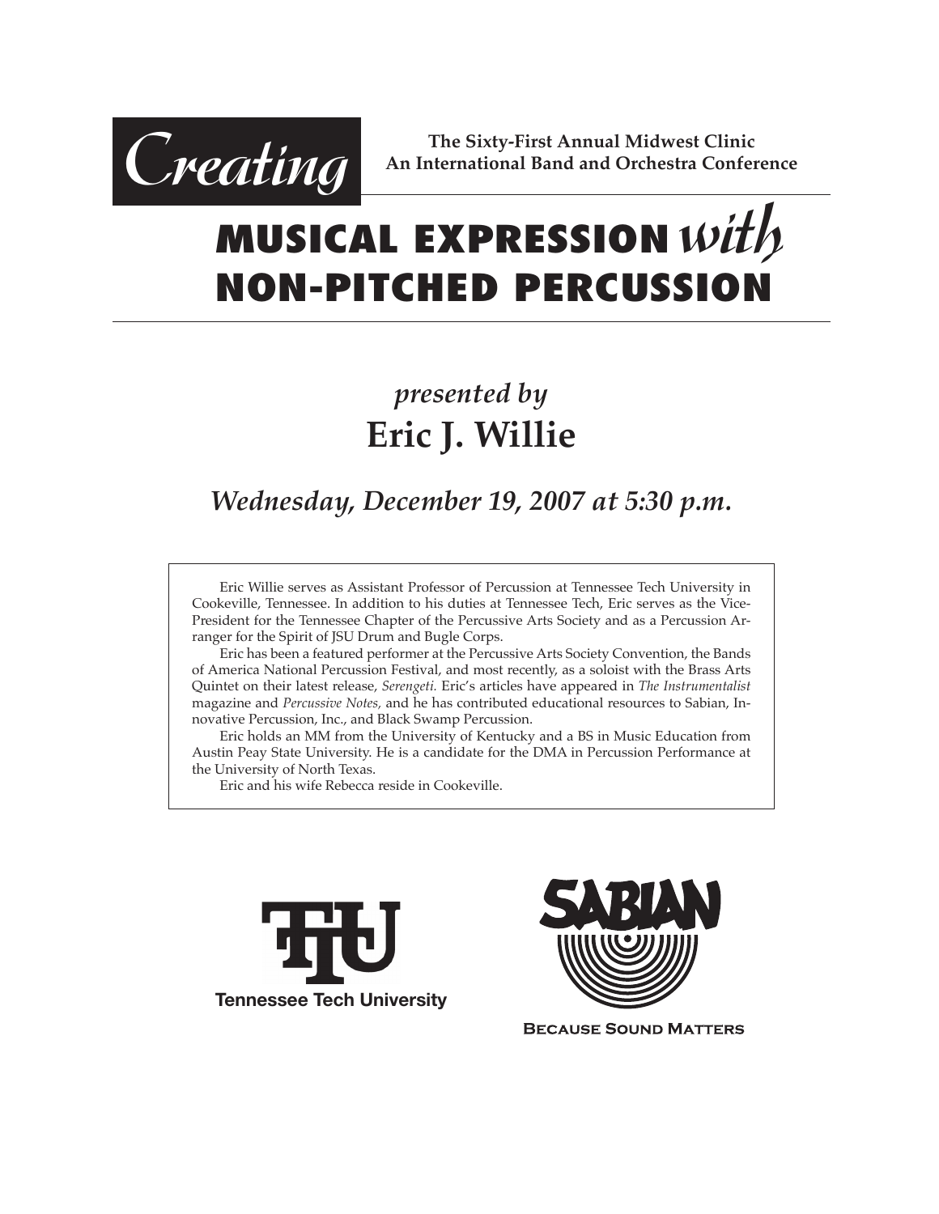**The Sixty-First Annual Midwest Clinic**
**An International Band and Orchestra Conference**

# *Creating* MUSICAL EXPRESSION *with* NON-PITCHED PERCUSSION

## *presented by*
## Eric J. Willie

### *Wednesday, December 19, 2007 at 5:30 p.m.*

Eric Willie serves as Assistant Professor of Percussion at Tennessee Tech University in Cookeville, Tennessee. In addition to his duties at Tennessee Tech, Eric serves as the Vice-President for the Tennessee Chapter of the Percussive Arts Society and as a Percussion Arranger for the Spirit of JSU Drum and Bugle Corps.

Eric has been a featured performer at the Percussive Arts Society Convention, the Bands of America National Percussion Festival, and most recently, as a soloist with the Brass Arts Quintet on their latest release, *Serengeti.* Eric's articles have appeared in *The Instrumentalist* magazine and *Percussive Notes,* and he has contributed educational resources to Sabian, Innovative Percussion, Inc., and Black Swamp Percussion.

Eric holds an MM from the University of Kentucky and a BS in Music Education from Austin Peay State University. He is a candidate for the DMA in Percussion Performance at the University of North Texas.

Eric and his wife Rebecca reside in Cookeville.

Tennessee Tech University

SABIAN

BECAUSE SOUND MATTERS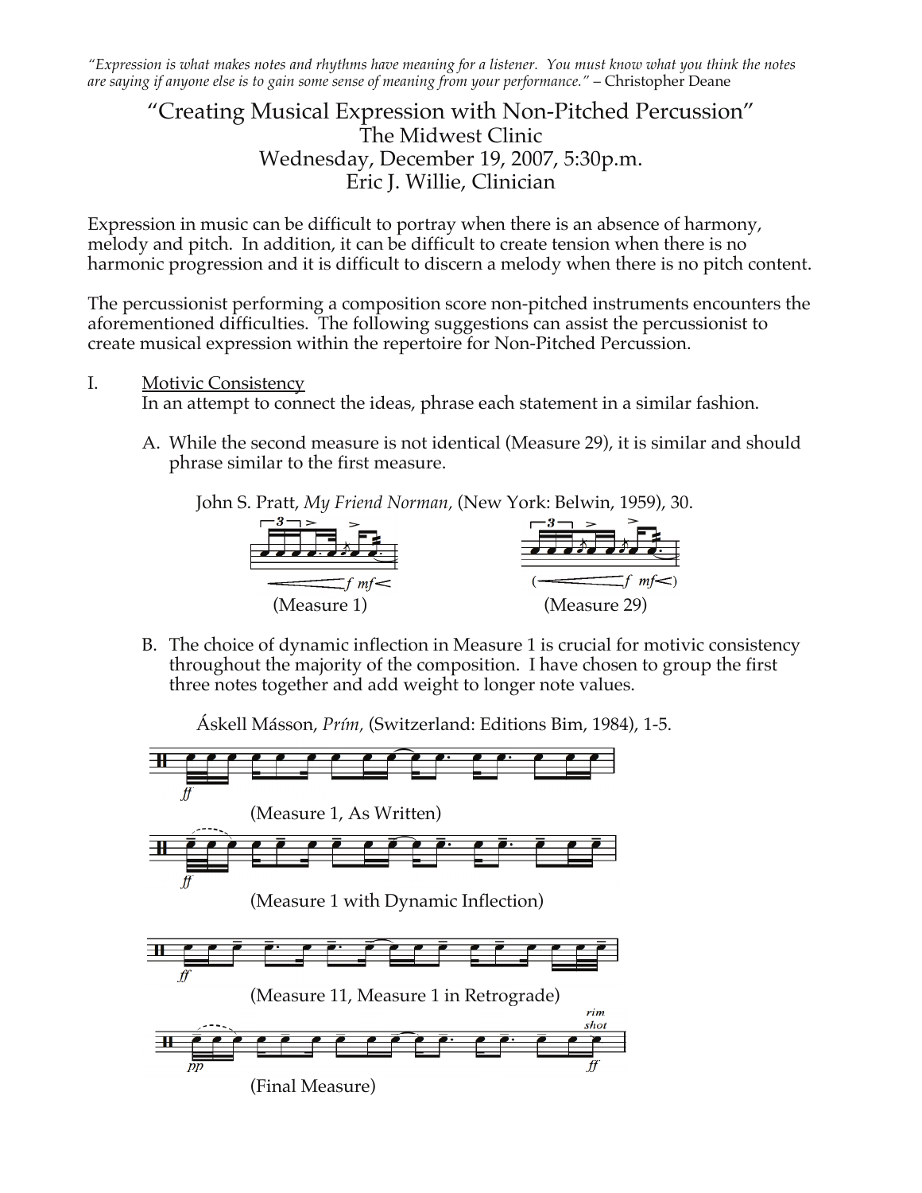*"Expression is what makes notes and rhythms have meaning for a listener. You must know what you think the notes are saying if anyone else is to gain some sense of meaning from your performance."* – Christopher Deane

# "Creating Musical Expression with Non-Pitched Percussion"

## The Midwest Clinic
## Wednesday, December 19, 2007, 5:30p.m.
## Eric J. Willie, Clinician

Expression in music can be difficult to portray when there is an absence of harmony, melody and pitch. In addition, it can be difficult to create tension when there is no harmonic progression and it is difficult to discern a melody when there is no pitch content.

The percussionist performing a composition score non-pitched instruments encounters the aforementioned difficulties. The following suggestions can assist the percussionist to create musical expression within the repertoire for Non-Pitched Percussion.

I. Motivic Consistency

In an attempt to connect the ideas, phrase each statement in a similar fashion.

A. While the second measure is not identical (Measure 29), it is similar and should phrase similar to the first measure.

John S. Pratt, *My Friend Norman,* (New York: Belwin, 1959), 30.

(Measure 1) (Measure 29)

B. The choice of dynamic inflection in Measure 1 is crucial for motivic consistency throughout the majority of the composition. I have chosen to group the first three notes together and add weight to longer note values.

Áskell Másson, *Prím,* (Switzerland: Editions Bim, 1984), 1-5.

(Measure 1, As Written)

(Measure 1 with Dynamic Inflection)

(Measure 11, Measure 1 in Retrograde)

(Final Measure)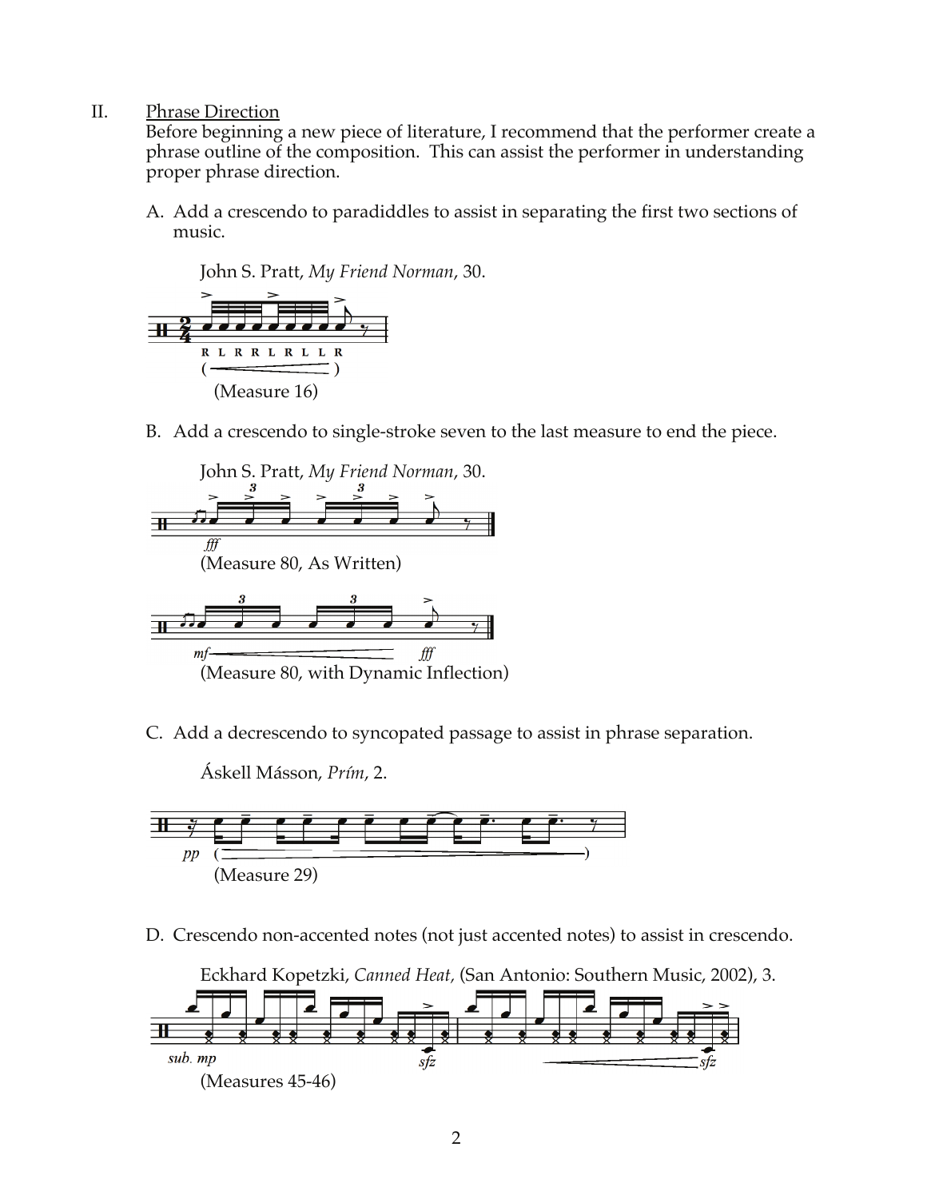II. Phrase Direction

Before beginning a new piece of literature, I recommend that the performer create a phrase outline of the composition. This can assist the performer in understanding proper phrase direction.

A. Add a crescendo to paradiddles to assist in separating the first two sections of music.

John S. Pratt, *My Friend Norman*, 30.

(Measure 16)

B. Add a crescendo to single-stroke seven to the last measure to end the piece.

John S. Pratt, *My Friend Norman*, 30.

(Measure 80, As Written)

(Measure 80, with Dynamic Inflection)

C. Add a decrescendo to syncopated passage to assist in phrase separation.

Áskell Másson, *Prím*, 2.

(Measure 29)

D. Crescendo non-accented notes (not just accented notes) to assist in crescendo.

Eckhard Kopetzki, *Canned Heat,* (San Antonio: Southern Music, 2002), 3.

(Measures 45-46)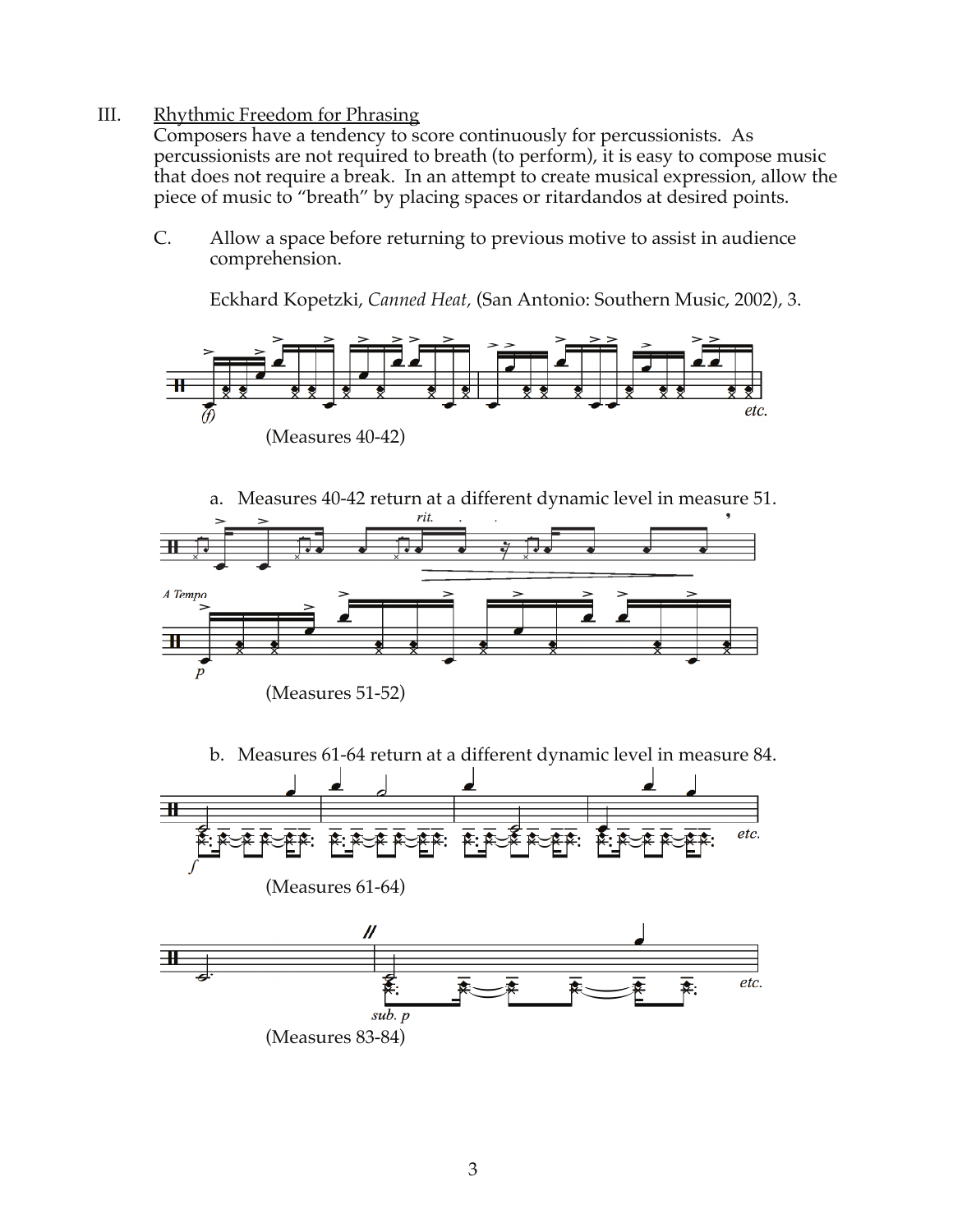III. <u>Rhythmic Freedom for Phrasing</u>

Composers have a tendency to score continuously for percussionists. As percussionists are not required to breath (to perform), it is easy to compose music that does not require a break. In an attempt to create musical expression, allow the piece of music to "breath" by placing spaces or ritardandos at desired points.

C. Allow a space before returning to previous motive to assist in audience comprehension.

Eckhard Kopetzki, *Canned Heat,* (San Antonio: Southern Music, 2002), 3.

(Measures 40-42)

a. Measures 40-42 return at a different dynamic level in measure 51.

(Measures 51-52)

b. Measures 61-64 return at a different dynamic level in measure 84.

(Measures 61-64)

(Measures 83-84)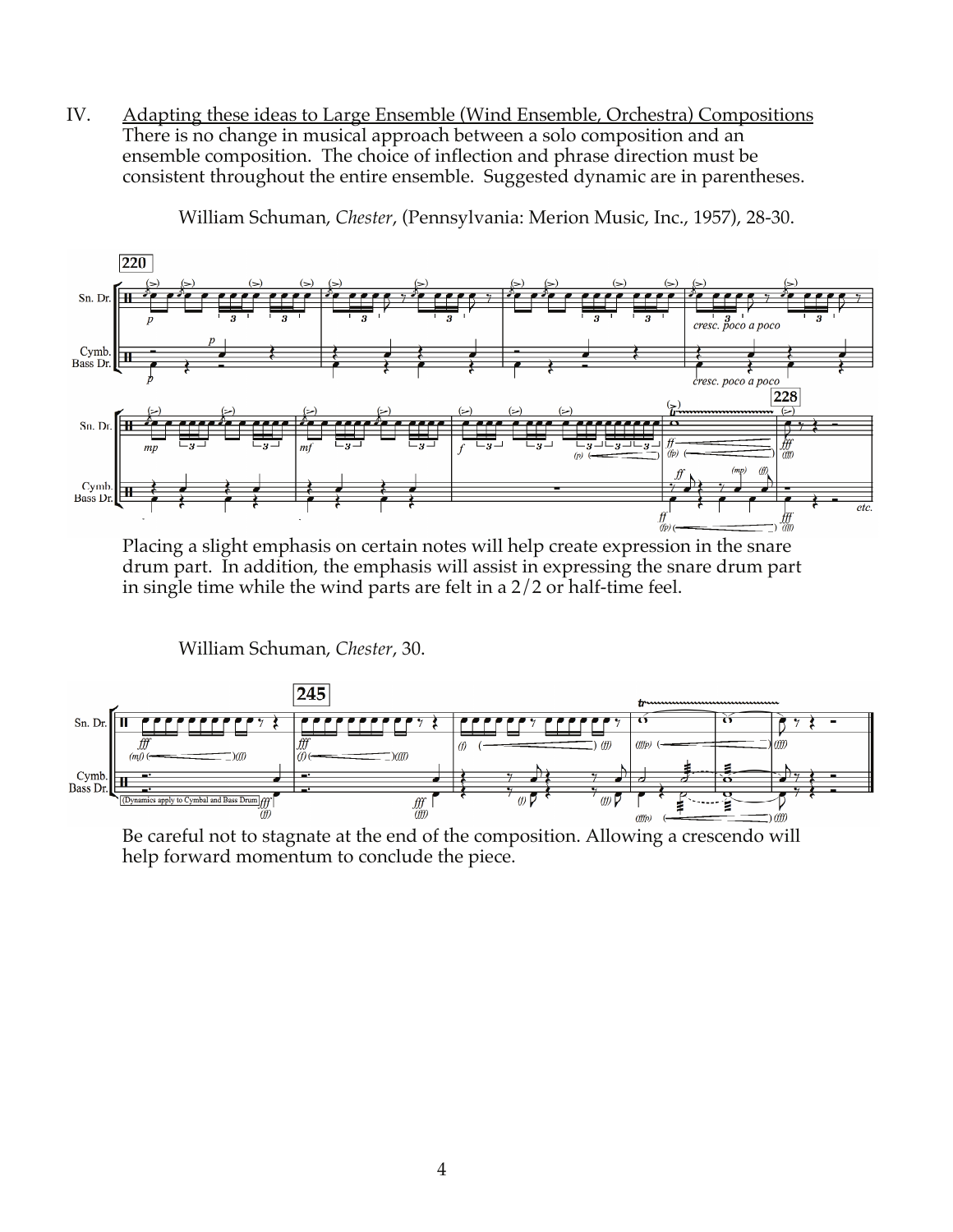IV. <u>Adapting these ideas to Large Ensemble (Wind Ensemble, Orchestra) Compositions</u>
There is no change in musical approach between a solo composition and an ensemble composition. The choice of inflection and phrase direction must be consistent throughout the entire ensemble. Suggested dynamic are in parentheses.

William Schuman, *Chester*, (Pennsylvania: Merion Music, Inc., 1957), 28-30.

Placing a slight emphasis on certain notes will help create expression in the snare drum part. In addition, the emphasis will assist in expressing the snare drum part in single time while the wind parts are felt in a 2/2 or half-time feel.

William Schuman, *Chester*, 30.

Be careful not to stagnate at the end of the composition. Allowing a crescendo will help forward momentum to conclude the piece.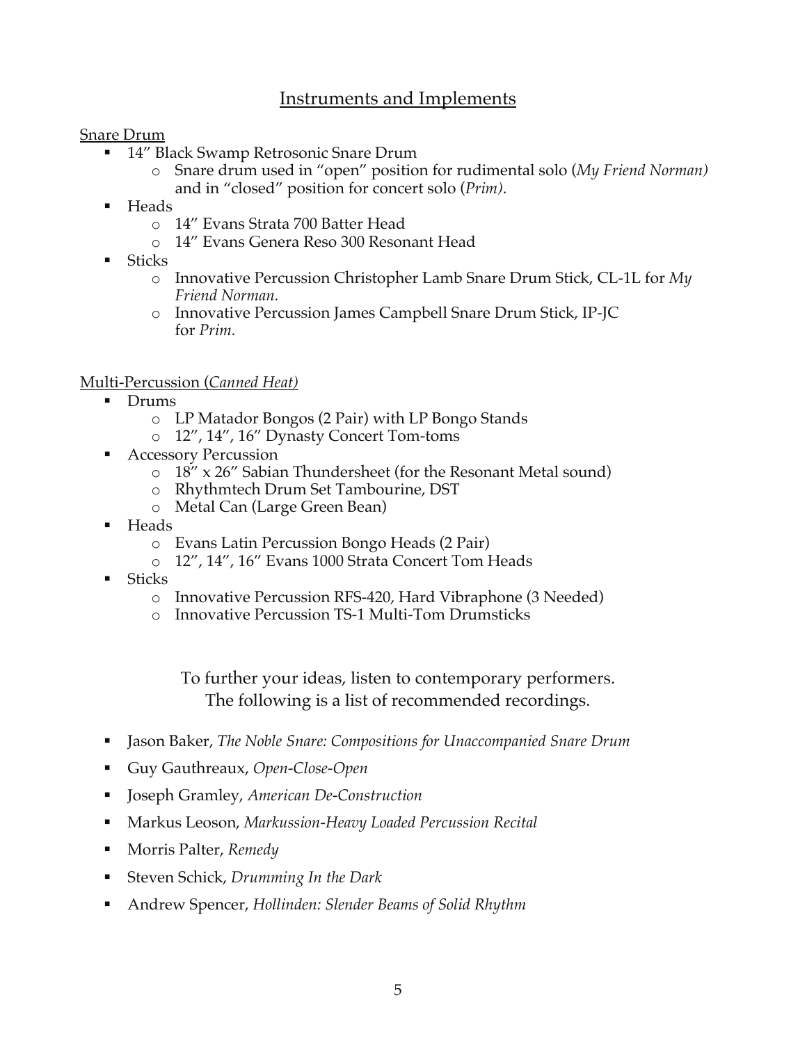## Instruments and Implements

Snare Drum

- 14" Black Swamp Retrosonic Snare Drum
  - Snare drum used in "open" position for rudimental solo (*My Friend Norman)* and in "closed" position for concert solo (*Prim)*.
- Heads
  - 14" Evans Strata 700 Batter Head
  - 14" Evans Genera Reso 300 Resonant Head
- Sticks
  - Innovative Percussion Christopher Lamb Snare Drum Stick, CL-1L for *My Friend Norman.*
  - Innovative Percussion James Campbell Snare Drum Stick, IP-JC for *Prim.*

Multi-Percussion (*Canned Heat)*

- Drums
  - LP Matador Bongos (2 Pair) with LP Bongo Stands
  - 12", 14", 16" Dynasty Concert Tom-toms
- Accessory Percussion
  - 18" x 26" Sabian Thundersheet (for the Resonant Metal sound)
  - Rhythmtech Drum Set Tambourine, DST
  - Metal Can (Large Green Bean)
- Heads
  - Evans Latin Percussion Bongo Heads (2 Pair)
  - 12", 14", 16" Evans 1000 Strata Concert Tom Heads
- Sticks
  - Innovative Percussion RFS-420, Hard Vibraphone (3 Needed)
  - Innovative Percussion TS-1 Multi-Tom Drumsticks

To further your ideas, listen to contemporary performers.
The following is a list of recommended recordings.

- Jason Baker, *The Noble Snare: Compositions for Unaccompanied Snare Drum*
- Guy Gauthreaux, *Open-Close-Open*
- Joseph Gramley, *American De-Construction*
- Markus Leoson, *Markussion-Heavy Loaded Percussion Recital*
- Morris Palter, *Remedy*
- Steven Schick, *Drumming In the Dark*
- Andrew Spencer, *Hollinden: Slender Beams of Solid Rhythm*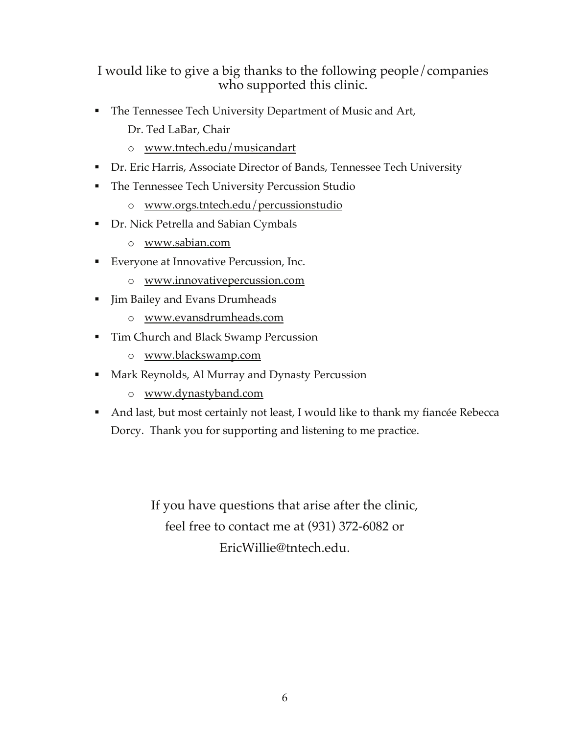I would like to give a big thanks to the following people/companies who supported this clinic.

- The Tennessee Tech University Department of Music and Art,
  Dr. Ted LaBar, Chair
    - www.tntech.edu/musicandart
- Dr. Eric Harris, Associate Director of Bands, Tennessee Tech University
- The Tennessee Tech University Percussion Studio
    - www.orgs.tntech.edu/percussionstudio
- Dr. Nick Petrella and Sabian Cymbals
    - www.sabian.com
- Everyone at Innovative Percussion, Inc.
    - www.innovativepercussion.com
- Jim Bailey and Evans Drumheads
    - www.evansdrumheads.com
- Tim Church and Black Swamp Percussion
    - www.blackswamp.com
- Mark Reynolds, Al Murray and Dynasty Percussion
    - www.dynastyband.com
- And last, but most certainly not least, I would like to thank my fiancée Rebecca Dorcy. Thank you for supporting and listening to me practice.

If you have questions that arise after the clinic,
feel free to contact me at (931) 372-6082 or
EricWillie@tntech.edu.